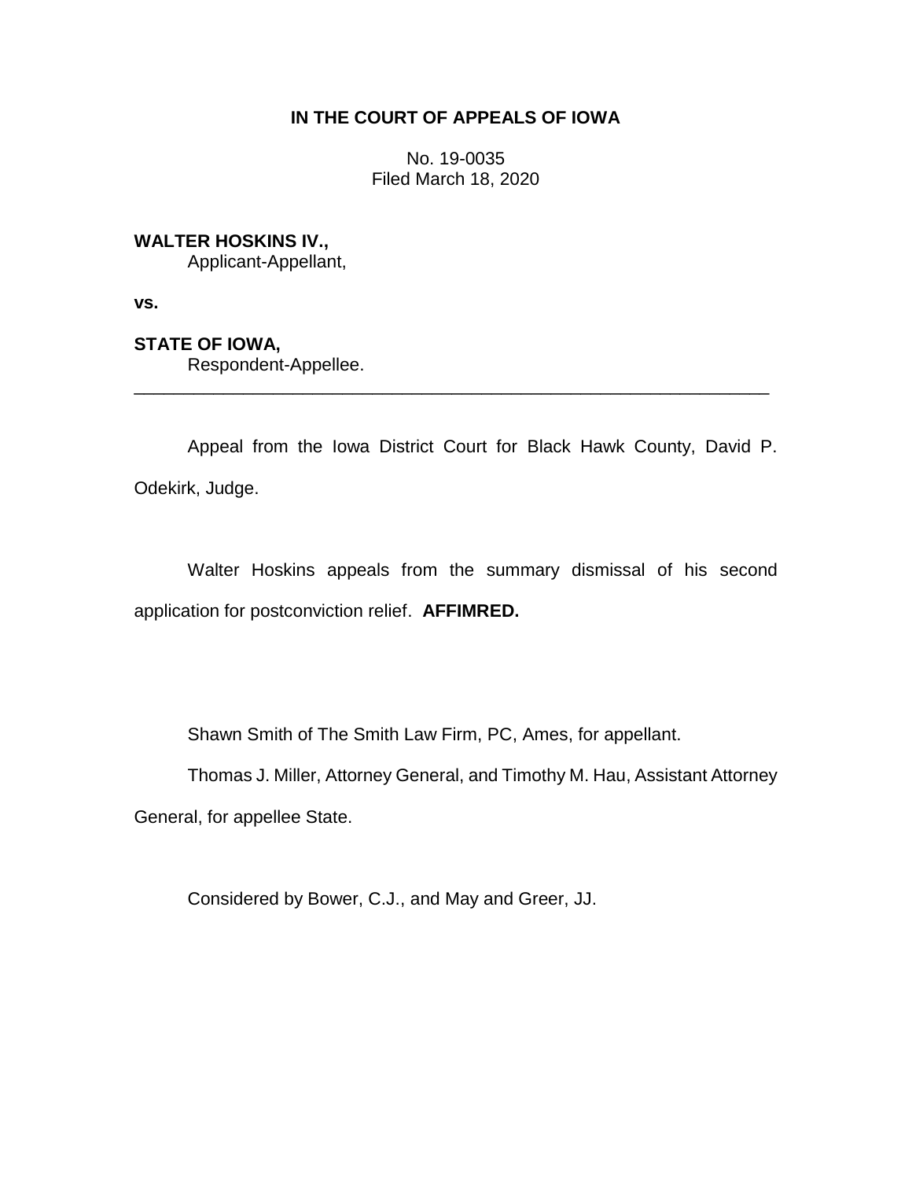**IN THE COURT OF APPEALS OF IOWA**

No. 19-0035
Filed March 18, 2020

**WALTER HOSKINS IV.,**
Applicant-Appellant,

**vs.**

**STATE OF IOWA,**
Respondent-Appellee.

---

Appeal from the Iowa District Court for Black Hawk County, David P. Odekirk, Judge.

Walter Hoskins appeals from the summary dismissal of his second application for postconviction relief. **AFFIMRED.**

Shawn Smith of The Smith Law Firm, PC, Ames, for appellant.

Thomas J. Miller, Attorney General, and Timothy M. Hau, Assistant Attorney General, for appellee State.

Considered by Bower, C.J., and May and Greer, JJ.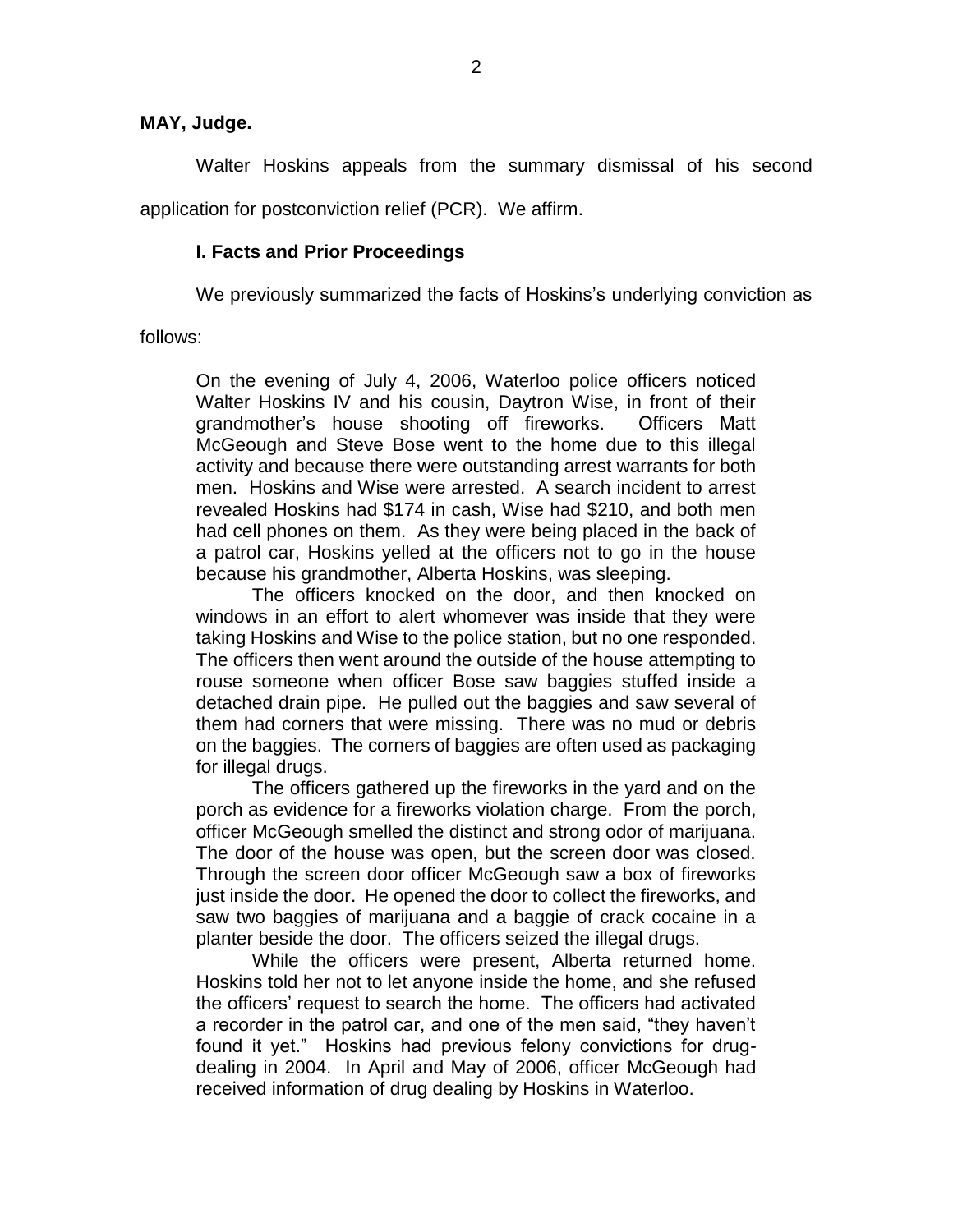**MAY, Judge.**

Walter Hoskins appeals from the summary dismissal of his second application for postconviction relief (PCR). We affirm.

## I. Facts and Prior Proceedings

We previously summarized the facts of Hoskins's underlying conviction as follows:

> On the evening of July 4, 2006, Waterloo police officers noticed Walter Hoskins IV and his cousin, Daytron Wise, in front of their grandmother's house shooting off fireworks. Officers Matt McGeough and Steve Bose went to the home due to this illegal activity and because there were outstanding arrest warrants for both men. Hoskins and Wise were arrested. A search incident to arrest revealed Hoskins had $174 in cash, Wise had $210, and both men had cell phones on them. As they were being placed in the back of a patrol car, Hoskins yelled at the officers not to go in the house because his grandmother, Alberta Hoskins, was sleeping.
>
> The officers knocked on the door, and then knocked on windows in an effort to alert whomever was inside that they were taking Hoskins and Wise to the police station, but no one responded. The officers then went around the outside of the house attempting to rouse someone when officer Bose saw baggies stuffed inside a detached drain pipe. He pulled out the baggies and saw several of them had corners that were missing. There was no mud or debris on the baggies. The corners of baggies are often used as packaging for illegal drugs.
>
> The officers gathered up the fireworks in the yard and on the porch as evidence for a fireworks violation charge. From the porch, officer McGeough smelled the distinct and strong odor of marijuana. The door of the house was open, but the screen door was closed. Through the screen door officer McGeough saw a box of fireworks just inside the door. He opened the door to collect the fireworks, and saw two baggies of marijuana and a baggie of crack cocaine in a planter beside the door. The officers seized the illegal drugs.
>
> While the officers were present, Alberta returned home. Hoskins told her not to let anyone inside the home, and she refused the officers' request to search the home. The officers had activated a recorder in the patrol car, and one of the men said, "they haven't found it yet." Hoskins had previous felony convictions for drug-dealing in 2004. In April and May of 2006, officer McGeough had received information of drug dealing by Hoskins in Waterloo.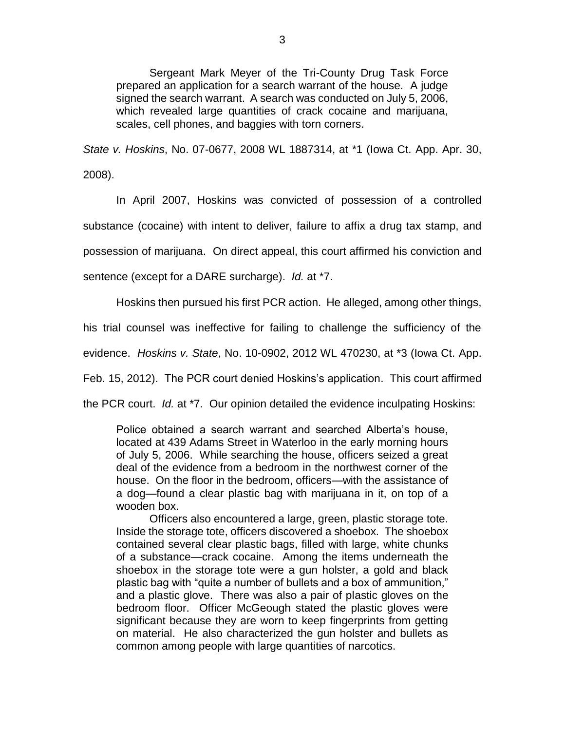> Sergeant Mark Meyer of the Tri-County Drug Task Force prepared an application for a search warrant of the house. A judge signed the search warrant. A search was conducted on July 5, 2006, which revealed large quantities of crack cocaine and marijuana, scales, cell phones, and baggies with torn corners.

*State v. Hoskins*, No. 07-0677, 2008 WL 1887314, at *1 (Iowa Ct. App. Apr. 30, 2008).

In April 2007, Hoskins was convicted of possession of a controlled substance (cocaine) with intent to deliver, failure to affix a drug tax stamp, and possession of marijuana. On direct appeal, this court affirmed his conviction and sentence (except for a DARE surcharge). *Id.* at *7.

Hoskins then pursued his first PCR action. He alleged, among other things, his trial counsel was ineffective for failing to challenge the sufficiency of the evidence. *Hoskins v. State*, No. 10-0902, 2012 WL 470230, at *3 (Iowa Ct. App. Feb. 15, 2012). The PCR court denied Hoskins's application. This court affirmed the PCR court. *Id.* at *7. Our opinion detailed the evidence inculpating Hoskins:

> Police obtained a search warrant and searched Alberta's house, located at 439 Adams Street in Waterloo in the early morning hours of July 5, 2006. While searching the house, officers seized a great deal of the evidence from a bedroom in the northwest corner of the house. On the floor in the bedroom, officers—with the assistance of a dog—found a clear plastic bag with marijuana in it, on top of a wooden box.
>
> Officers also encountered a large, green, plastic storage tote. Inside the storage tote, officers discovered a shoebox. The shoebox contained several clear plastic bags, filled with large, white chunks of a substance—crack cocaine. Among the items underneath the shoebox in the storage tote were a gun holster, a gold and black plastic bag with "quite a number of bullets and a box of ammunition," and a plastic glove. There was also a pair of plastic gloves on the bedroom floor. Officer McGeough stated the plastic gloves were significant because they are worn to keep fingerprints from getting on material. He also characterized the gun holster and bullets as common among people with large quantities of narcotics.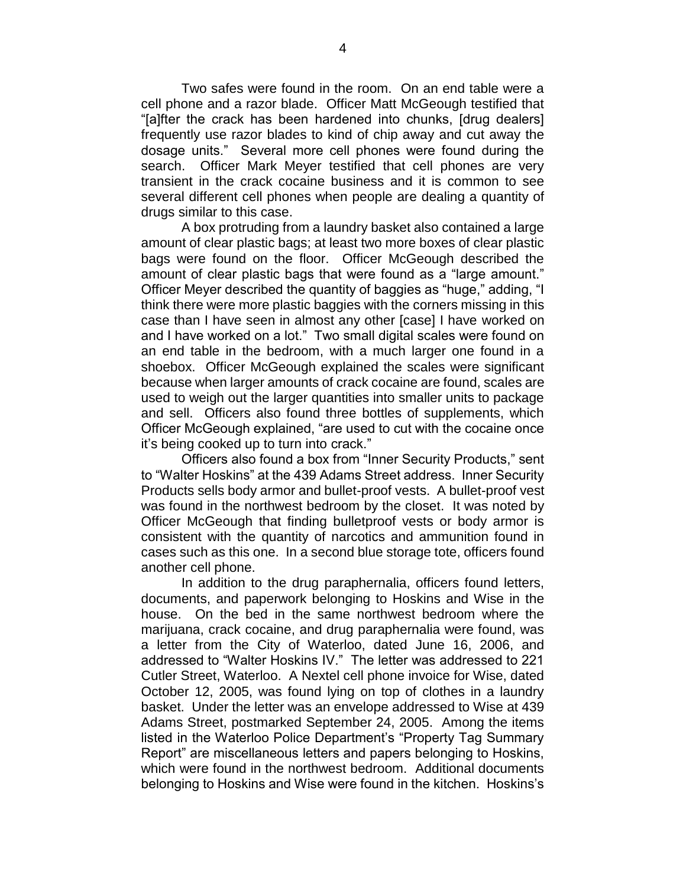Two safes were found in the room. On an end table were a cell phone and a razor blade. Officer Matt McGeough testified that "[a]fter the crack has been hardened into chunks, [drug dealers] frequently use razor blades to kind of chip away and cut away the dosage units." Several more cell phones were found during the search. Officer Mark Meyer testified that cell phones are very transient in the crack cocaine business and it is common to see several different cell phones when people are dealing a quantity of drugs similar to this case.

A box protruding from a laundry basket also contained a large amount of clear plastic bags; at least two more boxes of clear plastic bags were found on the floor. Officer McGeough described the amount of clear plastic bags that were found as a "large amount." Officer Meyer described the quantity of baggies as "huge," adding, "I think there were more plastic baggies with the corners missing in this case than I have seen in almost any other [case] I have worked on and I have worked on a lot." Two small digital scales were found on an end table in the bedroom, with a much larger one found in a shoebox. Officer McGeough explained the scales were significant because when larger amounts of crack cocaine are found, scales are used to weigh out the larger quantities into smaller units to package and sell. Officers also found three bottles of supplements, which Officer McGeough explained, "are used to cut with the cocaine once it's being cooked up to turn into crack."

Officers also found a box from "Inner Security Products," sent to "Walter Hoskins" at the 439 Adams Street address. Inner Security Products sells body armor and bullet-proof vests. A bullet-proof vest was found in the northwest bedroom by the closet. It was noted by Officer McGeough that finding bulletproof vests or body armor is consistent with the quantity of narcotics and ammunition found in cases such as this one. In a second blue storage tote, officers found another cell phone.

In addition to the drug paraphernalia, officers found letters, documents, and paperwork belonging to Hoskins and Wise in the house. On the bed in the same northwest bedroom where the marijuana, crack cocaine, and drug paraphernalia were found, was a letter from the City of Waterloo, dated June 16, 2006, and addressed to "Walter Hoskins IV." The letter was addressed to 221 Cutler Street, Waterloo. A Nextel cell phone invoice for Wise, dated October 12, 2005, was found lying on top of clothes in a laundry basket. Under the letter was an envelope addressed to Wise at 439 Adams Street, postmarked September 24, 2005. Among the items listed in the Waterloo Police Department's "Property Tag Summary Report" are miscellaneous letters and papers belonging to Hoskins, which were found in the northwest bedroom. Additional documents belonging to Hoskins and Wise were found in the kitchen. Hoskins's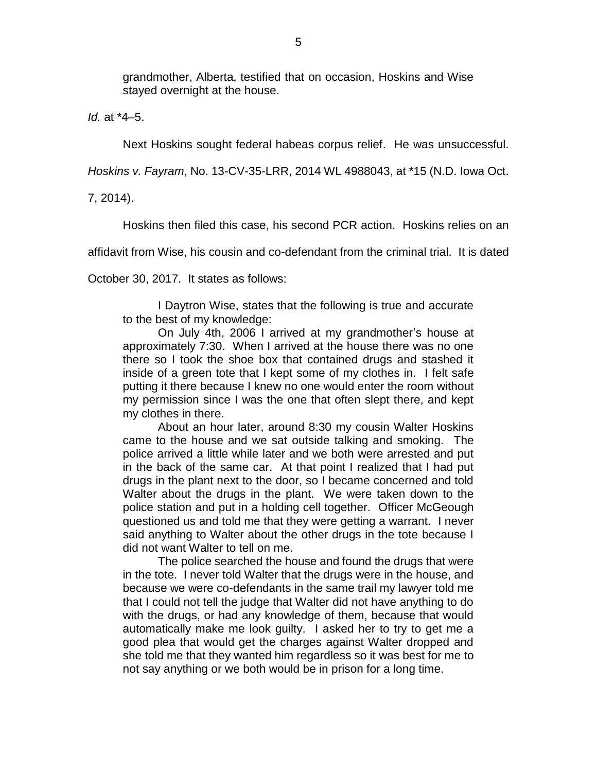grandmother, Alberta, testified that on occasion, Hoskins and Wise stayed overnight at the house.

*Id.* at *4–5.

Next Hoskins sought federal habeas corpus relief. He was unsuccessful. *Hoskins v. Fayram*, No. 13-CV-35-LRR, 2014 WL 4988043, at *15 (N.D. Iowa Oct. 7, 2014).

Hoskins then filed this case, his second PCR action. Hoskins relies on an affidavit from Wise, his cousin and co-defendant from the criminal trial. It is dated October 30, 2017. It states as follows:

> I Daytron Wise, states that the following is true and accurate to the best of my knowledge:
>
> On July 4th, 2006 I arrived at my grandmother's house at approximately 7:30. When I arrived at the house there was no one there so I took the shoe box that contained drugs and stashed it inside of a green tote that I kept some of my clothes in. I felt safe putting it there because I knew no one would enter the room without my permission since I was the one that often slept there, and kept my clothes in there.
>
> About an hour later, around 8:30 my cousin Walter Hoskins came to the house and we sat outside talking and smoking. The police arrived a little while later and we both were arrested and put in the back of the same car. At that point I realized that I had put drugs in the plant next to the door, so I became concerned and told Walter about the drugs in the plant. We were taken down to the police station and put in a holding cell together. Officer McGeough questioned us and told me that they were getting a warrant. I never said anything to Walter about the other drugs in the tote because I did not want Walter to tell on me.
>
> The police searched the house and found the drugs that were in the tote. I never told Walter that the drugs were in the house, and because we were co-defendants in the same trail my lawyer told me that I could not tell the judge that Walter did not have anything to do with the drugs, or had any knowledge of them, because that would automatically make me look guilty. I asked her to try to get me a good plea that would get the charges against Walter dropped and she told me that they wanted him regardless so it was best for me to not say anything or we both would be in prison for a long time.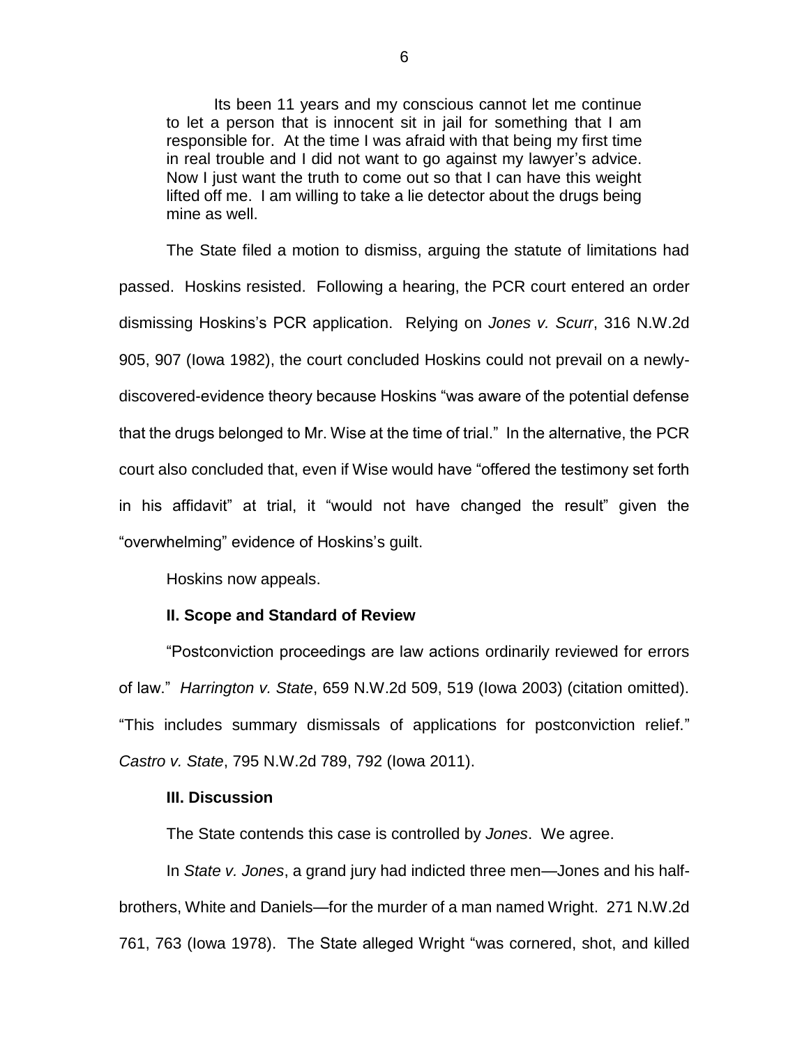> Its been 11 years and my conscious cannot let me continue to let a person that is innocent sit in jail for something that I am responsible for. At the time I was afraid with that being my first time in real trouble and I did not want to go against my lawyer's advice. Now I just want the truth to come out so that I can have this weight lifted off me. I am willing to take a lie detector about the drugs being mine as well.

The State filed a motion to dismiss, arguing the statute of limitations had passed. Hoskins resisted. Following a hearing, the PCR court entered an order dismissing Hoskins's PCR application. Relying on *Jones v. Scurr*, 316 N.W.2d 905, 907 (Iowa 1982), the court concluded Hoskins could not prevail on a newly-discovered-evidence theory because Hoskins "was aware of the potential defense that the drugs belonged to Mr. Wise at the time of trial." In the alternative, the PCR court also concluded that, even if Wise would have "offered the testimony set forth in his affidavit" at trial, it "would not have changed the result" given the "overwhelming" evidence of Hoskins's guilt.

Hoskins now appeals.

### II. Scope and Standard of Review

"Postconviction proceedings are law actions ordinarily reviewed for errors of law." *Harrington v. State*, 659 N.W.2d 509, 519 (Iowa 2003) (citation omitted). "This includes summary dismissals of applications for postconviction relief." *Castro v. State*, 795 N.W.2d 789, 792 (Iowa 2011).

### III. Discussion

The State contends this case is controlled by *Jones*. We agree.

In *State v. Jones*, a grand jury had indicted three men—Jones and his half-brothers, White and Daniels—for the murder of a man named Wright. 271 N.W.2d 761, 763 (Iowa 1978). The State alleged Wright "was cornered, shot, and killed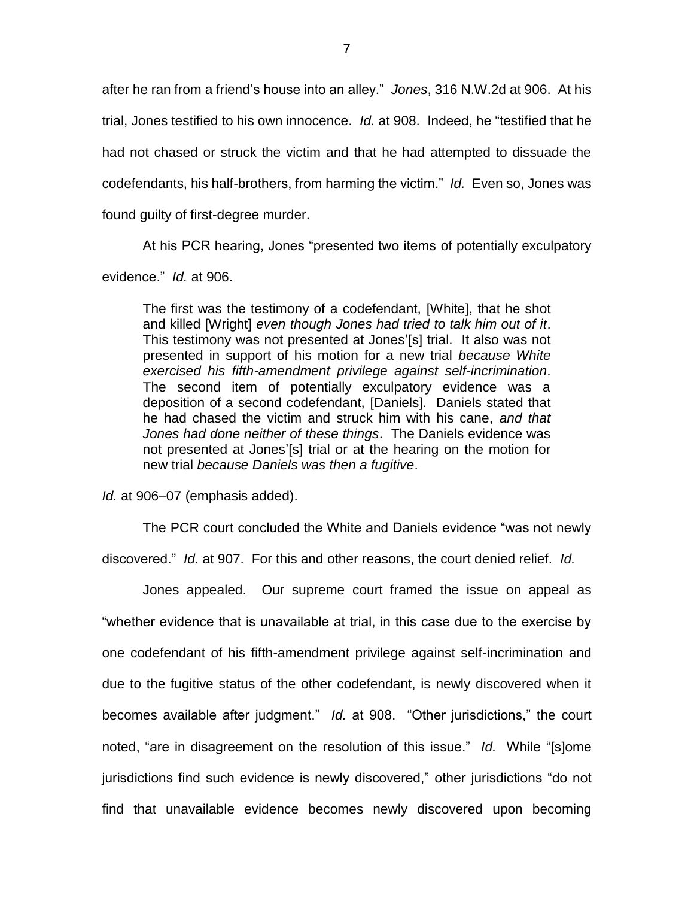after he ran from a friend's house into an alley." *Jones*, 316 N.W.2d at 906. At his trial, Jones testified to his own innocence. *Id.* at 908. Indeed, he "testified that he had not chased or struck the victim and that he had attempted to dissuade the codefendants, his half-brothers, from harming the victim." *Id.* Even so, Jones was found guilty of first-degree murder.

At his PCR hearing, Jones "presented two items of potentially exculpatory evidence." *Id.* at 906.

> The first was the testimony of a codefendant, [White], that he shot and killed [Wright] *even though Jones had tried to talk him out of it*. This testimony was not presented at Jones'[s] trial. It also was not presented in support of his motion for a new trial *because White exercised his fifth-amendment privilege against self-incrimination*. The second item of potentially exculpatory evidence was a deposition of a second codefendant, [Daniels]. Daniels stated that he had chased the victim and struck him with his cane, *and that Jones had done neither of these things*. The Daniels evidence was not presented at Jones'[s] trial or at the hearing on the motion for new trial *because Daniels was then a fugitive*.

*Id.* at 906–07 (emphasis added).

The PCR court concluded the White and Daniels evidence "was not newly discovered." *Id.* at 907. For this and other reasons, the court denied relief. *Id.*

Jones appealed. Our supreme court framed the issue on appeal as "whether evidence that is unavailable at trial, in this case due to the exercise by one codefendant of his fifth-amendment privilege against self-incrimination and due to the fugitive status of the other codefendant, is newly discovered when it becomes available after judgment." *Id.* at 908. "Other jurisdictions," the court noted, "are in disagreement on the resolution of this issue." *Id.* While "[s]ome jurisdictions find such evidence is newly discovered," other jurisdictions "do not find that unavailable evidence becomes newly discovered upon becoming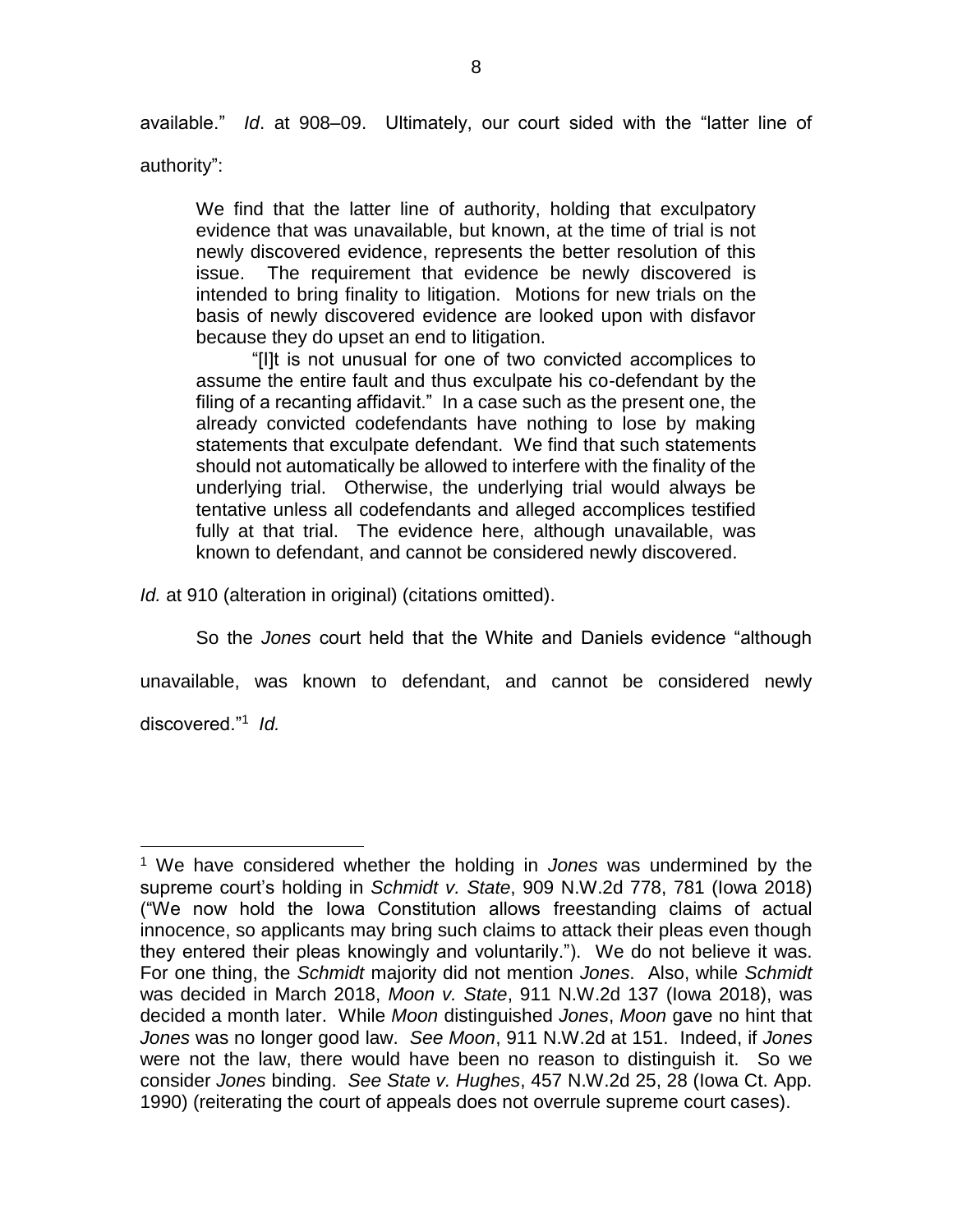available." *Id*. at 908–09. Ultimately, our court sided with the "latter line of authority":

> We find that the latter line of authority, holding that exculpatory evidence that was unavailable, but known, at the time of trial is not newly discovered evidence, represents the better resolution of this issue. The requirement that evidence be newly discovered is intended to bring finality to litigation. Motions for new trials on the basis of newly discovered evidence are looked upon with disfavor because they do upset an end to litigation.
>
> "[I]t is not unusual for one of two convicted accomplices to assume the entire fault and thus exculpate his co-defendant by the filing of a recanting affidavit." In a case such as the present one, the already convicted codefendants have nothing to lose by making statements that exculpate defendant. We find that such statements should not automatically be allowed to interfere with the finality of the underlying trial. Otherwise, the underlying trial would always be tentative unless all codefendants and alleged accomplices testified fully at that trial. The evidence here, although unavailable, was known to defendant, and cannot be considered newly discovered.

*Id.* at 910 (alteration in original) (citations omitted).

So the *Jones* court held that the White and Daniels evidence "although unavailable, was known to defendant, and cannot be considered newly discovered."[1] *Id.*

---

[1] We have considered whether the holding in *Jones* was undermined by the supreme court's holding in *Schmidt v. State*, 909 N.W.2d 778, 781 (Iowa 2018) ("We now hold the Iowa Constitution allows freestanding claims of actual innocence, so applicants may bring such claims to attack their pleas even though they entered their pleas knowingly and voluntarily."). We do not believe it was. For one thing, the *Schmidt* majority did not mention *Jones*. Also, while *Schmidt* was decided in March 2018, *Moon v. State*, 911 N.W.2d 137 (Iowa 2018), was decided a month later. While *Moon* distinguished *Jones*, *Moon* gave no hint that *Jones* was no longer good law. *See Moon*, 911 N.W.2d at 151. Indeed, if *Jones* were not the law, there would have been no reason to distinguish it. So we consider *Jones* binding. *See State v. Hughes*, 457 N.W.2d 25, 28 (Iowa Ct. App. 1990) (reiterating the court of appeals does not overrule supreme court cases).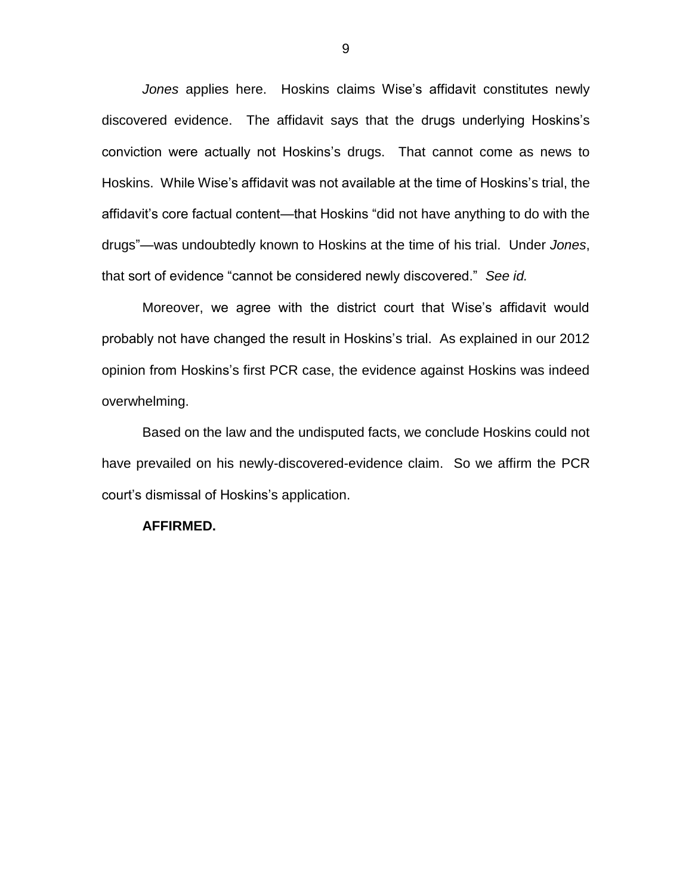*Jones* applies here. Hoskins claims Wise's affidavit constitutes newly discovered evidence. The affidavit says that the drugs underlying Hoskins's conviction were actually not Hoskins's drugs. That cannot come as news to Hoskins. While Wise's affidavit was not available at the time of Hoskins's trial, the affidavit's core factual content—that Hoskins "did not have anything to do with the drugs"—was undoubtedly known to Hoskins at the time of his trial. Under *Jones*, that sort of evidence "cannot be considered newly discovered." *See id.*

Moreover, we agree with the district court that Wise's affidavit would probably not have changed the result in Hoskins's trial. As explained in our 2012 opinion from Hoskins's first PCR case, the evidence against Hoskins was indeed overwhelming.

Based on the law and the undisputed facts, we conclude Hoskins could not have prevailed on his newly-discovered-evidence claim. So we affirm the PCR court's dismissal of Hoskins's application.

**AFFIRMED.**